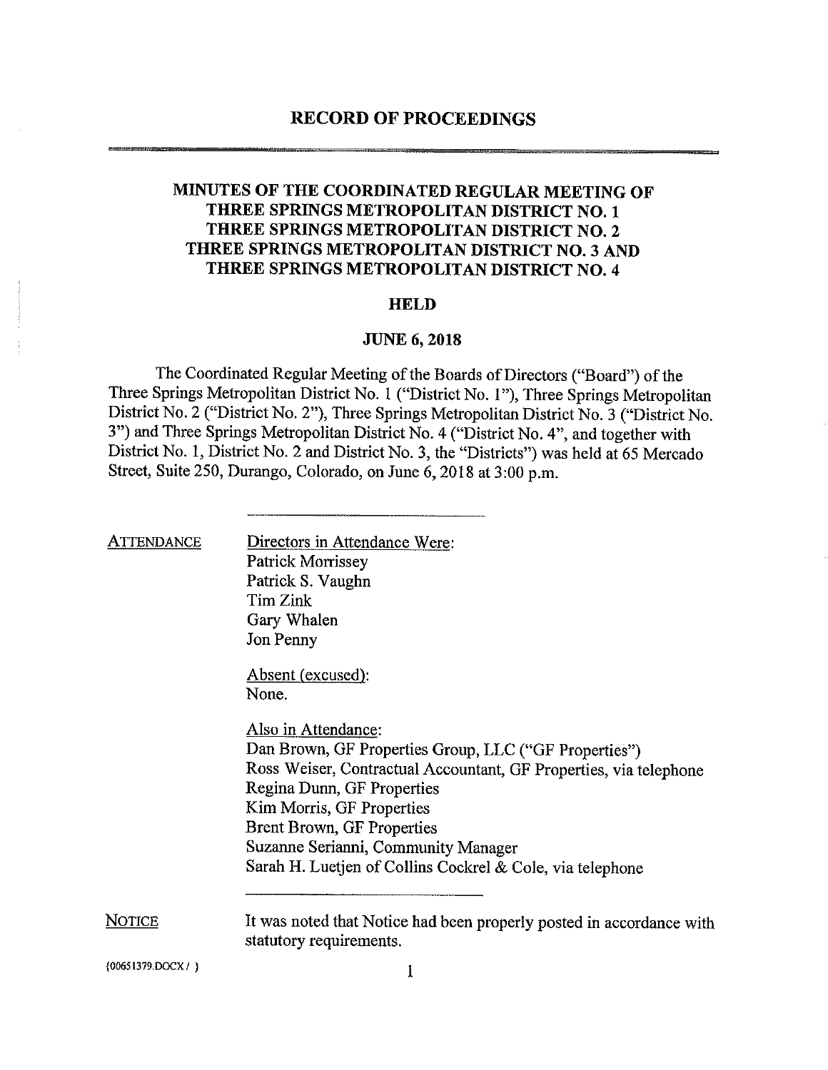# RECORD OF PROCEEDINGS

## MINUTES OF THE COORDINATED REGULAR MEETING OF THREE SPRINGS METROPOLITAN DISTRICT NO. 1 THREE SPRINGS METROPOLITAN DISTRICT NO. 2 THREE SPRINGS METROPOLITAN DISTRICT NO. 3 AND THREE SPRINGS METROPOLITAN DISTRICT NO. 4

### HELD

### JUNE 6, 2018

The Coordinated Regular Meeting of the Boards of Directors ("Board") of the Three Springs Metropolitan District No. 1 ("District No. 1"), Three Springs Metropolitan District No. 2 ("District No. 2"), Three Springs Metropolitan District No. 3 ("District No. 3") and Three Springs Metropolitan District No. 4 ("District No. 4", and together with District No. 1, District No. 2 and District No. 3, the "Districts") was held at 65 Mercado Street, Suite 250, Durango, Colorado, on June 6, 2018 at 3:00 p.m.

---

**ATTENDANCE**

Directors in Attendance Were:
Patrick Morrissey
Patrick S. Vaughn
Tim Zink
Gary Whalen
Jon Penny

Absent (excused):
None.

Also in Attendance:
Dan Brown, GF Properties Group, LLC ("GF Properties")
Ross Weiser, Contractual Accountant, GF Properties, via telephone
Regina Dunn, GF Properties
Kim Morris, GF Properties
Brent Brown, GF Properties
Suzanne Serianni, Community Manager
Sarah H. Luetjen of Collins Cockrel & Cole, via telephone

---

**NOTICE**

It was noted that Notice had been properly posted in accordance with statutory requirements.

{00651379.DOCX / }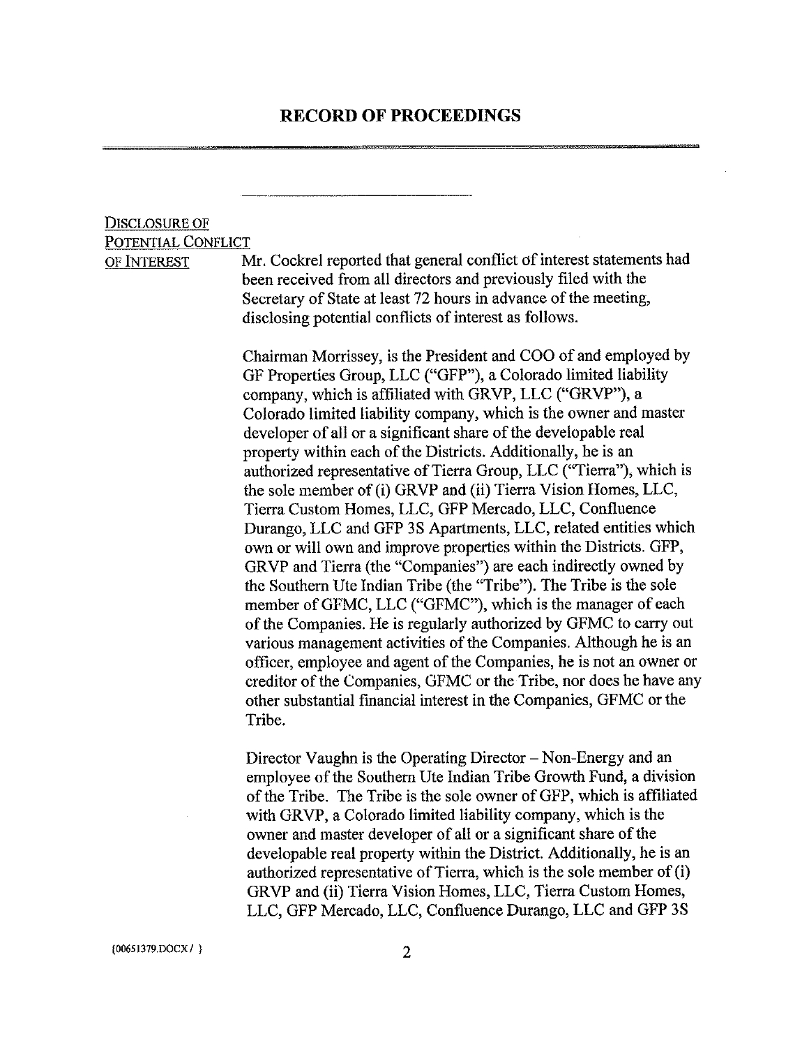# RECORD OF PROCEEDINGS

---

**DISCLOSURE OF POTENTIAL CONFLICT OF INTEREST**

Mr. Cockrel reported that general conflict of interest statements had been received from all directors and previously filed with the Secretary of State at least 72 hours in advance of the meeting, disclosing potential conflicts of interest as follows.

Chairman Morrissey, is the President and COO of and employed by GF Properties Group, LLC ("GFP"), a Colorado limited liability company, which is affiliated with GRVP, LLC ("GRVP"), a Colorado limited liability company, which is the owner and master developer of all or a significant share of the developable real property within each of the Districts. Additionally, he is an authorized representative of Tierra Group, LLC ("Tierra"), which is the sole member of (i) GRVP and (ii) Tierra Vision Homes, LLC, Tierra Custom Homes, LLC, GFP Mercado, LLC, Confluence Durango, LLC and GFP 3S Apartments, LLC, related entities which own or will own and improve properties within the Districts. GFP, GRVP and Tierra (the "Companies") are each indirectly owned by the Southern Ute Indian Tribe (the "Tribe"). The Tribe is the sole member of GFMC, LLC ("GFMC"), which is the manager of each of the Companies. He is regularly authorized by GFMC to carry out various management activities of the Companies. Although he is an officer, employee and agent of the Companies, he is not an owner or creditor of the Companies, GFMC or the Tribe, nor does he have any other substantial financial interest in the Companies, GFMC or the Tribe.

Director Vaughn is the Operating Director – Non-Energy and an employee of the Southern Ute Indian Tribe Growth Fund, a division of the Tribe. The Tribe is the sole owner of GFP, which is affiliated with GRVP, a Colorado limited liability company, which is the owner and master developer of all or a significant share of the developable real property within the District. Additionally, he is an authorized representative of Tierra, which is the sole member of (i) GRVP and (ii) Tierra Vision Homes, LLC, Tierra Custom Homes, LLC, GFP Mercado, LLC, Confluence Durango, LLC and GFP 3S

{00651379.DOCX / }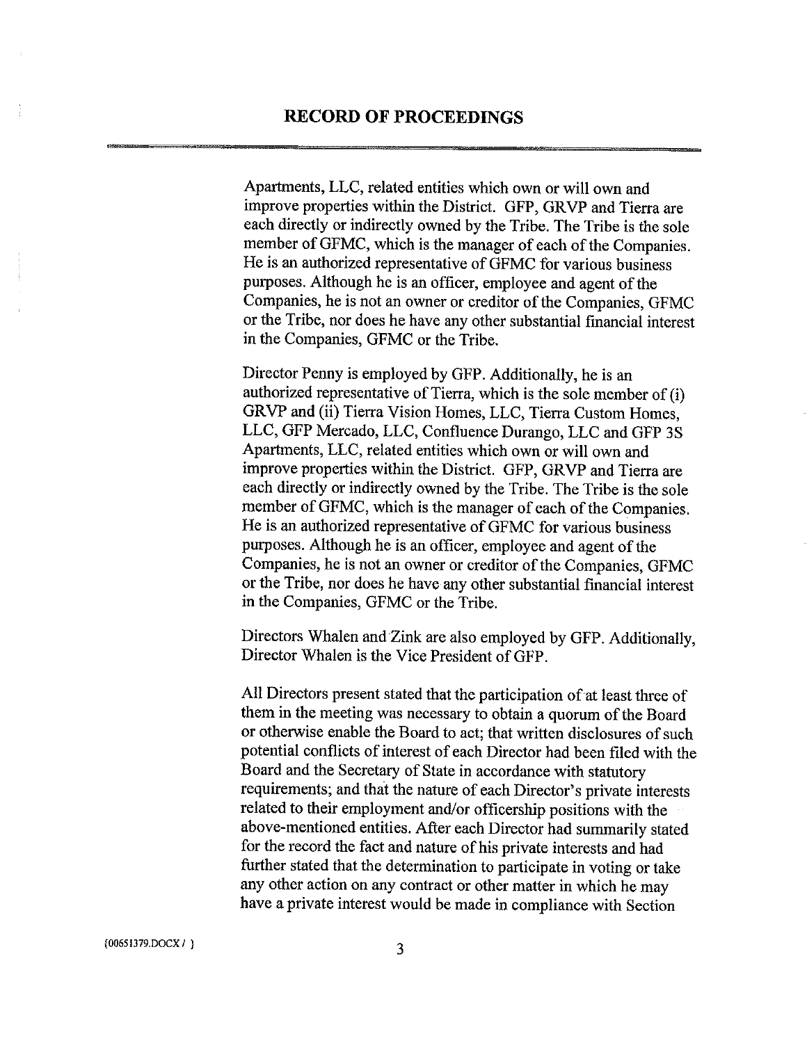Apartments, LLC, related entities which own or will own and improve properties within the District. GFP, GRVP and Tierra are each directly or indirectly owned by the Tribe. The Tribe is the sole member of GFMC, which is the manager of each of the Companies. He is an authorized representative of GFMC for various business purposes. Although he is an officer, employee and agent of the Companies, he is not an owner or creditor of the Companies, GFMC or the Tribe, nor does he have any other substantial financial interest in the Companies, GFMC or the Tribe.

Director Penny is employed by GFP. Additionally, he is an authorized representative of Tierra, which is the sole member of (i) GRVP and (ii) Tierra Vision Homes, LLC, Tierra Custom Homes, LLC, GFP Mercado, LLC, Confluence Durango, LLC and GFP 3S Apartments, LLC, related entities which own or will own and improve properties within the District. GFP, GRVP and Tierra are each directly or indirectly owned by the Tribe. The Tribe is the sole member of GFMC, which is the manager of each of the Companies. He is an authorized representative of GFMC for various business purposes. Although he is an officer, employee and agent of the Companies, he is not an owner or creditor of the Companies, GFMC or the Tribe, nor does he have any other substantial financial interest in the Companies, GFMC or the Tribe.

Directors Whalen and Zink are also employed by GFP. Additionally, Director Whalen is the Vice President of GFP.

All Directors present stated that the participation of at least three of them in the meeting was necessary to obtain a quorum of the Board or otherwise enable the Board to act; that written disclosures of such potential conflicts of interest of each Director had been filed with the Board and the Secretary of State in accordance with statutory requirements; and that the nature of each Director's private interests related to their employment and/or officership positions with the above-mentioned entities. After each Director had summarily stated for the record the fact and nature of his private interests and had further stated that the determination to participate in voting or take any other action on any contract or other matter in which he may have a private interest would be made in compliance with Section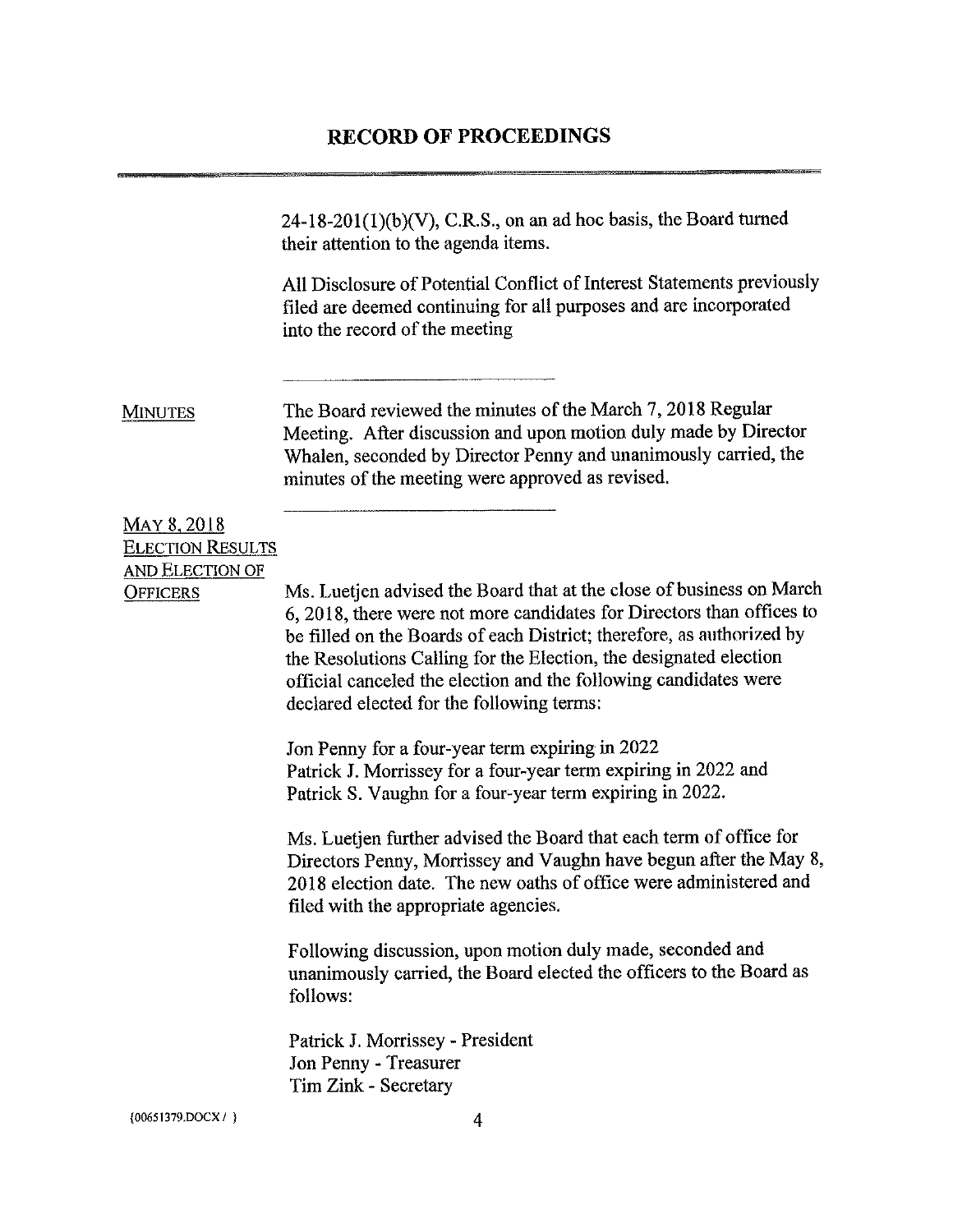# RECORD OF PROCEEDINGS

24-18-201(1)(b)(V), C.R.S., on an ad hoc basis, the Board turned their attention to the agenda items.

All Disclosure of Potential Conflict of Interest Statements previously filed are deemed continuing for all purposes and are incorporated into the record of the meeting

---

MINUTES

The Board reviewed the minutes of the March 7, 2018 Regular Meeting. After discussion and upon motion duly made by Director Whalen, seconded by Director Penny and unanimously carried, the minutes of the meeting were approved as revised.

---

MAY 8, 2018 ELECTION RESULTS AND ELECTION OF OFFICERS

Ms. Luetjen advised the Board that at the close of business on March 6, 2018, there were not more candidates for Directors than offices to be filled on the Boards of each District; therefore, as authorized by the Resolutions Calling for the Election, the designated election official canceled the election and the following candidates were declared elected for the following terms:

Jon Penny for a four-year term expiring in 2022
Patrick J. Morrissey for a four-year term expiring in 2022 and
Patrick S. Vaughn for a four-year term expiring in 2022.

Ms. Luetjen further advised the Board that each term of office for Directors Penny, Morrissey and Vaughn have begun after the May 8, 2018 election date. The new oaths of office were administered and filed with the appropriate agencies.

Following discussion, upon motion duly made, seconded and unanimously carried, the Board elected the officers to the Board as follows:

Patrick J. Morrissey - President
Jon Penny - Treasurer
Tim Zink - Secretary

{00651379.DOCX / }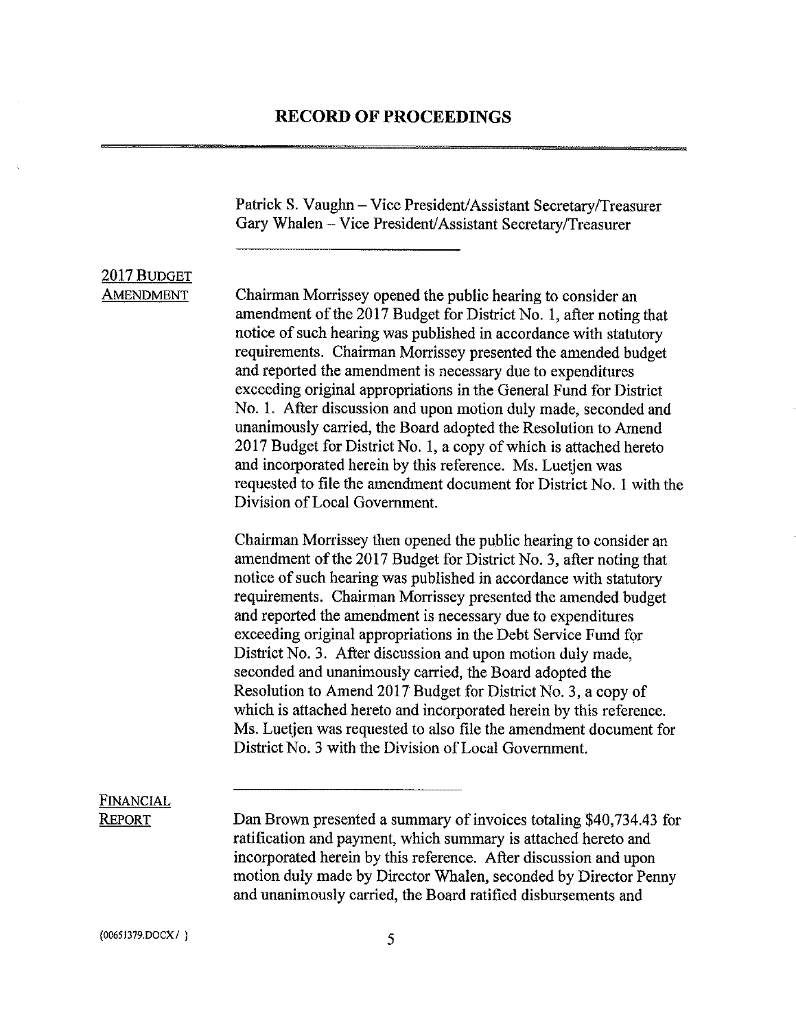Patrick S. Vaughn – Vice President/Assistant Secretary/Treasurer
Gary Whalen – Vice President/Assistant Secretary/Treasurer

---

**2017 BUDGET AMENDMENT**

Chairman Morrissey opened the public hearing to consider an amendment of the 2017 Budget for District No. 1, after noting that notice of such hearing was published in accordance with statutory requirements. Chairman Morrissey presented the amended budget and reported the amendment is necessary due to expenditures exceeding original appropriations in the General Fund for District No. 1. After discussion and upon motion duly made, seconded and unanimously carried, the Board adopted the Resolution to Amend 2017 Budget for District No. 1, a copy of which is attached hereto and incorporated herein by this reference. Ms. Luetjen was requested to file the amendment document for District No. 1 with the Division of Local Government.

Chairman Morrissey then opened the public hearing to consider an amendment of the 2017 Budget for District No. 3, after noting that notice of such hearing was published in accordance with statutory requirements. Chairman Morrissey presented the amended budget and reported the amendment is necessary due to expenditures exceeding original appropriations in the Debt Service Fund for District No. 3. After discussion and upon motion duly made, seconded and unanimously carried, the Board adopted the Resolution to Amend 2017 Budget for District No. 3, a copy of which is attached hereto and incorporated herein by this reference. Ms. Luetjen was requested to also file the amendment document for District No. 3 with the Division of Local Government.

---

**FINANCIAL REPORT**

Dan Brown presented a summary of invoices totaling $40,734.43 for ratification and payment, which summary is attached hereto and incorporated herein by this reference. After discussion and upon motion duly made by Director Whalen, seconded by Director Penny and unanimously carried, the Board ratified disbursements and

{00651379.DOCX / }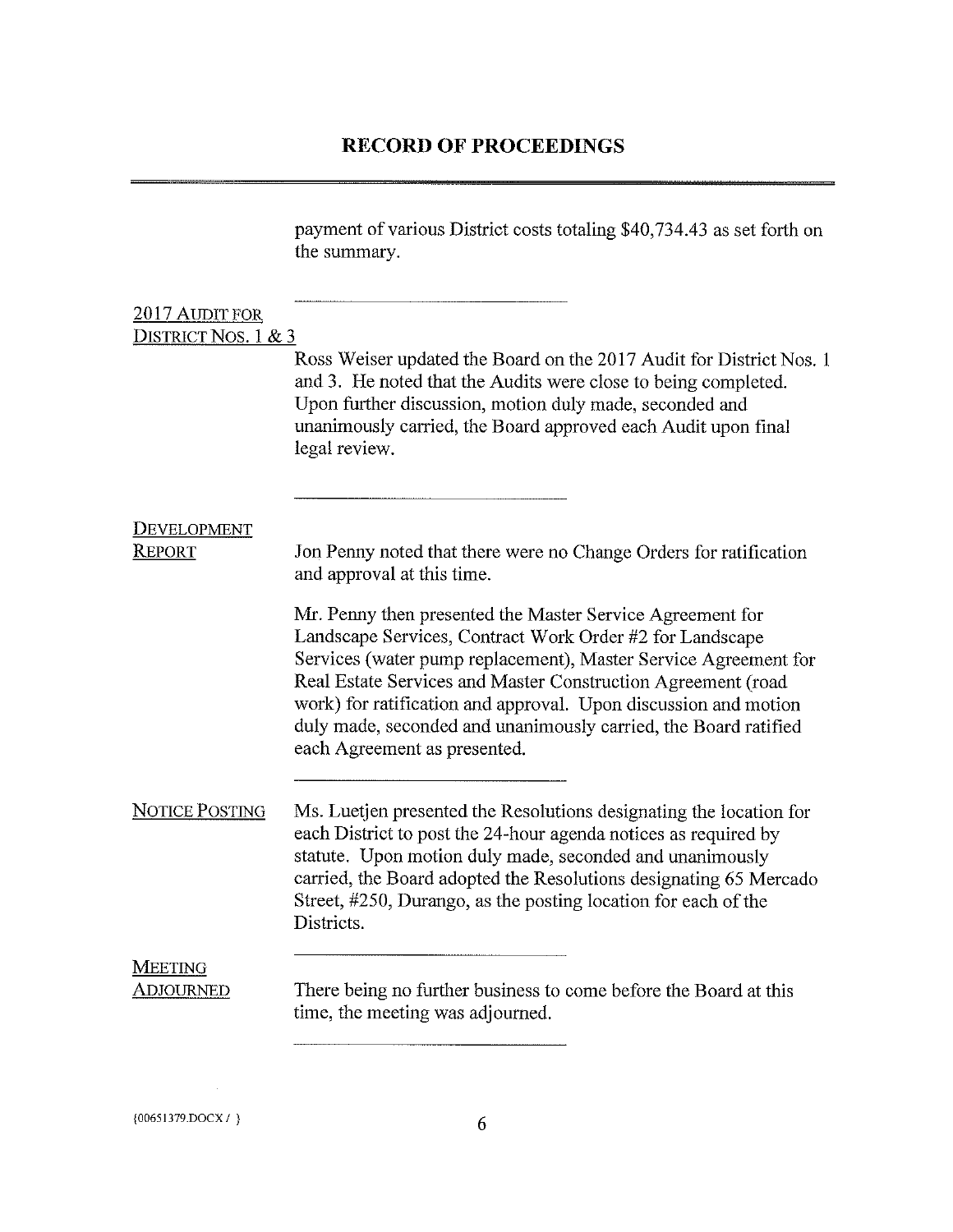payment of various District costs totaling $40,734.43 as set forth on the summary.

---

**2017 AUDIT FOR DISTRICT NOS. 1 & 3**

Ross Weiser updated the Board on the 2017 Audit for District Nos. 1 and 3. He noted that the Audits were close to being completed. Upon further discussion, motion duly made, seconded and unanimously carried, the Board approved each Audit upon final legal review.

---

**DEVELOPMENT REPORT**

Jon Penny noted that there were no Change Orders for ratification and approval at this time.

Mr. Penny then presented the Master Service Agreement for Landscape Services, Contract Work Order #2 for Landscape Services (water pump replacement), Master Service Agreement for Real Estate Services and Master Construction Agreement (road work) for ratification and approval. Upon discussion and motion duly made, seconded and unanimously carried, the Board ratified each Agreement as presented.

---

**NOTICE POSTING**

Ms. Luetjen presented the Resolutions designating the location for each District to post the 24-hour agenda notices as required by statute. Upon motion duly made, seconded and unanimously carried, the Board adopted the Resolutions designating 65 Mercado Street, #250, Durango, as the posting location for each of the Districts.

---

**MEETING ADJOURNED**

There being no further business to come before the Board at this time, the meeting was adjourned.

---

{00651379.DOCX / }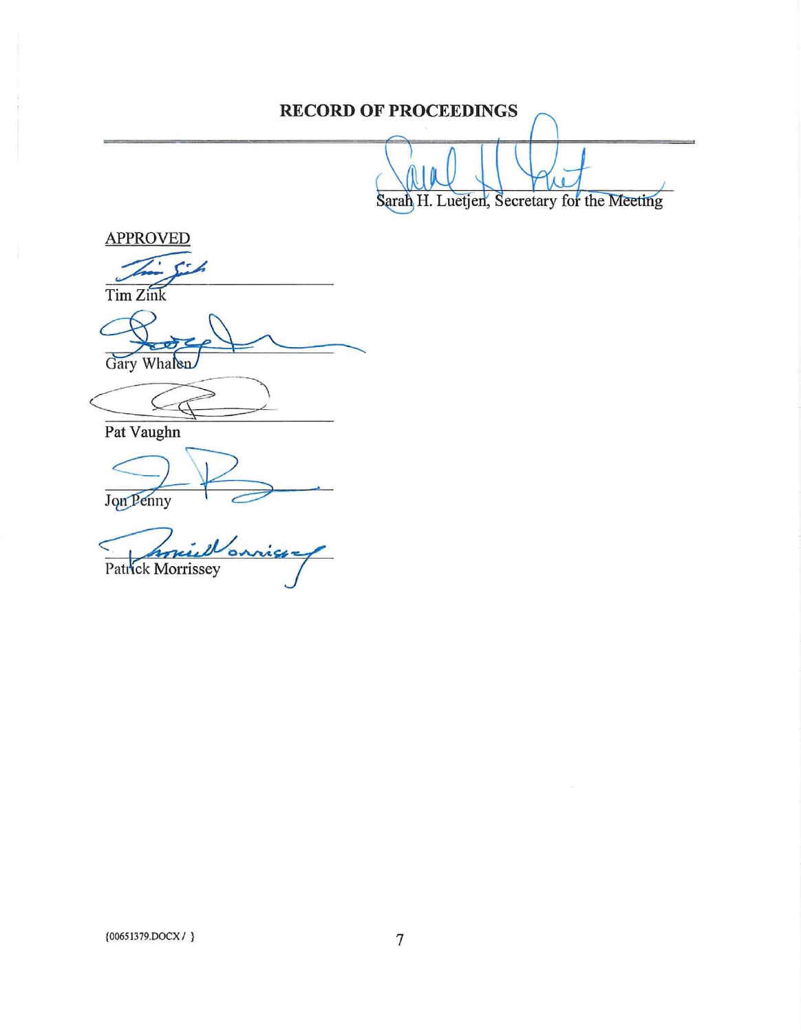# RECORD OF PROCEEDINGS

Sarah H. Luetjen, Secretary for the Meeting

APPROVED

Tim Zink

Gary Whalen

Pat Vaughn

Jon Penny

Patrick Morrissey

{00651379.DOCX / }